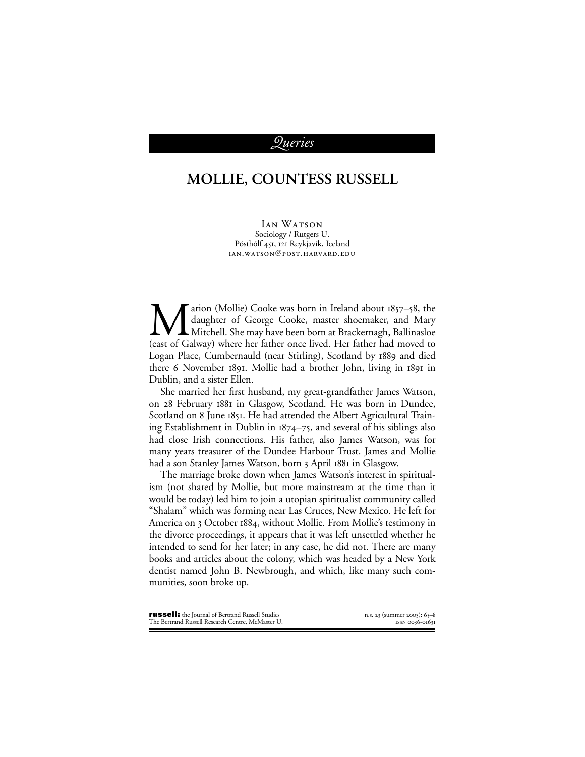*Queries*

# MOLLIE, COUNTESS RUSSELL

Ian Watson
Sociology / Rutgers U.
Pósthólf 451, 121 Reykjavík, Iceland
ian.watson@post.harvard.edu

Marion (Mollie) Cooke was born in Ireland about 1857–58, the daughter of George Cooke, master shoemaker, and Mary Mitchell. She may have been born at Brackernagh, Ballinasloe (east of Galway) where her father once lived. Her father had moved to Logan Place, Cumbernauld (near Stirling), Scotland by 1889 and died there 6 November 1891. Mollie had a brother John, living in 1891 in Dublin, and a sister Ellen.

She married her first husband, my great-grandfather James Watson, on 28 February 1881 in Glasgow, Scotland. He was born in Dundee, Scotland on 8 June 1851. He had attended the Albert Agricultural Training Establishment in Dublin in 1874–75, and several of his siblings also had close Irish connections. His father, also James Watson, was for many years treasurer of the Dundee Harbour Trust. James and Mollie had a son Stanley James Watson, born 3 April 1881 in Glasgow.

The marriage broke down when James Watson's interest in spiritualism (not shared by Mollie, but more mainstream at the time than it would be today) led him to join a utopian spiritualist community called "Shalam" which was forming near Las Cruces, New Mexico. He left for America on 3 October 1884, without Mollie. From Mollie's testimony in the divorce proceedings, it appears that it was left unsettled whether he intended to send for her later; in any case, he did not. There are many books and articles about the colony, which was headed by a New York dentist named John B. Newbrough, and which, like many such communities, soon broke up.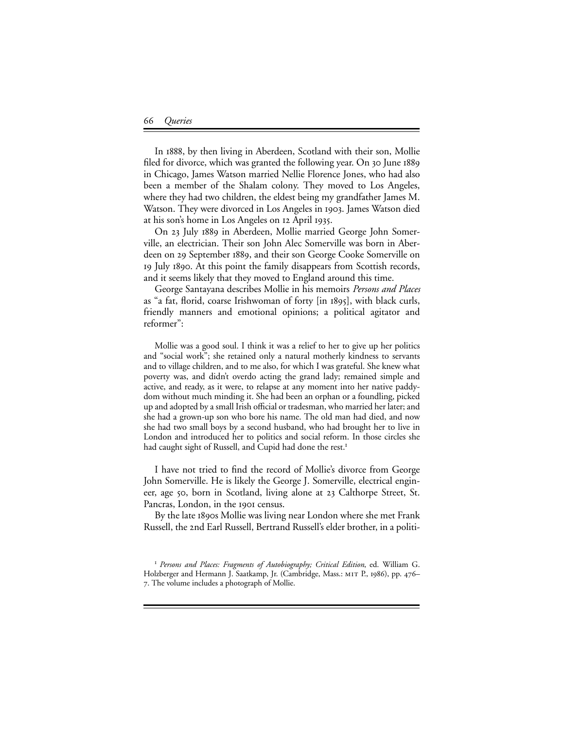In 1888, by then living in Aberdeen, Scotland with their son, Mollie filed for divorce, which was granted the following year. On 30 June 1889 in Chicago, James Watson married Nellie Florence Jones, who had also been a member of the Shalam colony. They moved to Los Angeles, where they had two children, the eldest being my grandfather James M. Watson. They were divorced in Los Angeles in 1903. James Watson died at his son's home in Los Angeles on 12 April 1935.

On 23 July 1889 in Aberdeen, Mollie married George John Somerville, an electrician. Their son John Alec Somerville was born in Aberdeen on 29 September 1889, and their son George Cooke Somerville on 19 July 1890. At this point the family disappears from Scottish records, and it seems likely that they moved to England around this time.

George Santayana describes Mollie in his memoirs *Persons and Places* as "a fat, florid, coarse Irishwoman of forty [in 1895], with black curls, friendly manners and emotional opinions; a political agitator and reformer":

> Mollie was a good soul. I think it was a relief to her to give up her politics and "social work"; she retained only a natural motherly kindness to servants and to village children, and to me also, for which I was grateful. She knew what poverty was, and didn't overdo acting the grand lady; remained simple and active, and ready, as it were, to relapse at any moment into her native paddydom without much minding it. She had been an orphan or a foundling, picked up and adopted by a small Irish official or tradesman, who married her later; and she had a grown-up son who bore his name. The old man had died, and now she had two small boys by a second husband, who had brought her to live in London and introduced her to politics and social reform. In those circles she had caught sight of Russell, and Cupid had done the rest.[1]

I have not tried to find the record of Mollie's divorce from George John Somerville. He is likely the George J. Somerville, electrical engineer, age 50, born in Scotland, living alone at 23 Calthorpe Street, St. Pancras, London, in the 1901 census.

By the late 1890s Mollie was living near London where she met Frank Russell, the 2nd Earl Russell, Bertrand Russell's elder brother, in a politi-

[1] *Persons and Places: Fragments of Autobiography; Critical Edition*, ed. William G. Holzberger and Hermann J. Saatkamp, Jr. (Cambridge, Mass.: MIT P., 1986), pp. 476–7. The volume includes a photograph of Mollie.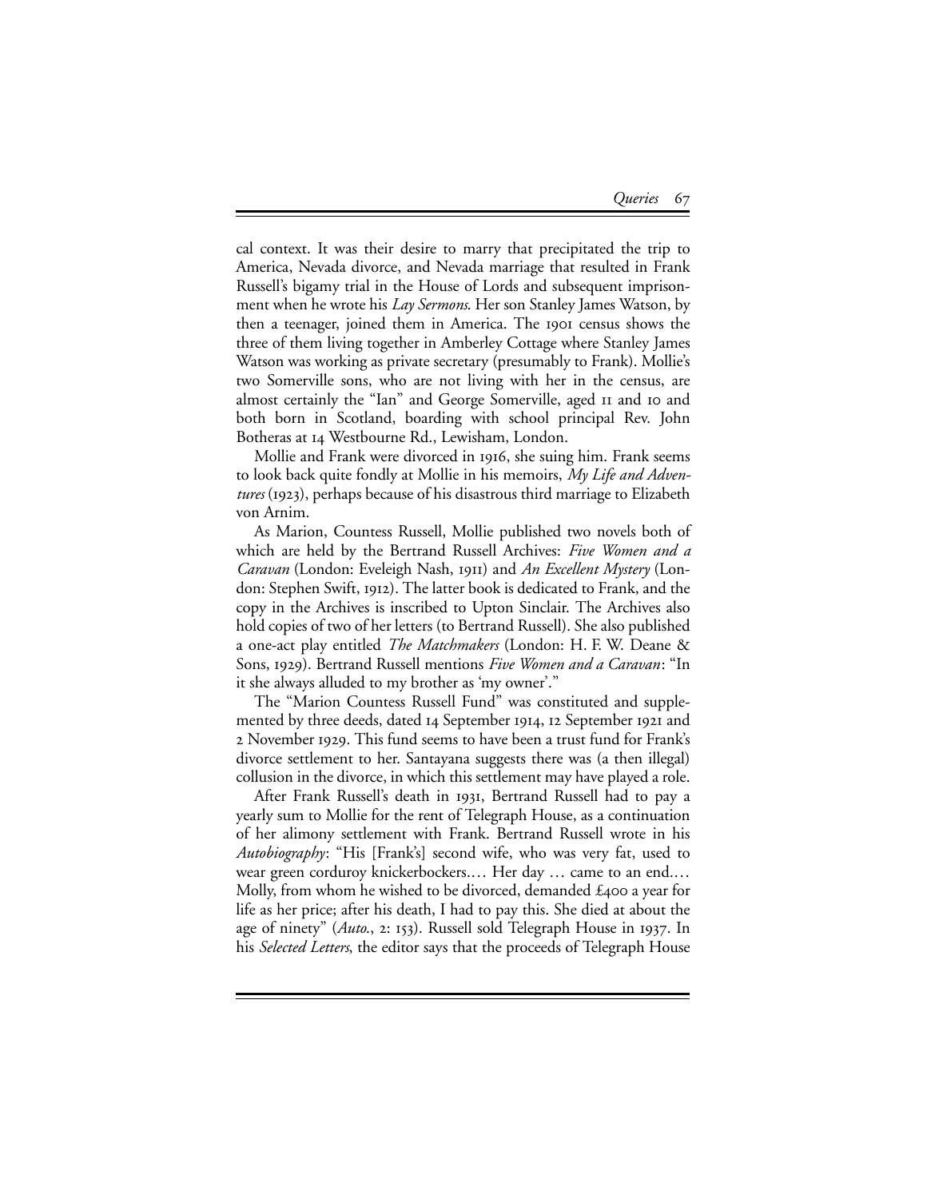cal context. It was their desire to marry that precipitated the trip to America, Nevada divorce, and Nevada marriage that resulted in Frank Russell's bigamy trial in the House of Lords and subsequent imprisonment when he wrote his *Lay Sermons*. Her son Stanley James Watson, by then a teenager, joined them in America. The 1901 census shows the three of them living together in Amberley Cottage where Stanley James Watson was working as private secretary (presumably to Frank). Mollie's two Somerville sons, who are not living with her in the census, are almost certainly the "Ian" and George Somerville, aged 11 and 10 and both born in Scotland, boarding with school principal Rev. John Botheras at 14 Westbourne Rd., Lewisham, London.

Mollie and Frank were divorced in 1916, she suing him. Frank seems to look back quite fondly at Mollie in his memoirs, *My Life and Adventures* (1923), perhaps because of his disastrous third marriage to Elizabeth von Arnim.

As Marion, Countess Russell, Mollie published two novels both of which are held by the Bertrand Russell Archives: *Five Women and a Caravan* (London: Eveleigh Nash, 1911) and *An Excellent Mystery* (London: Stephen Swift, 1912). The latter book is dedicated to Frank, and the copy in the Archives is inscribed to Upton Sinclair. The Archives also hold copies of two of her letters (to Bertrand Russell). She also published a one-act play entitled *The Matchmakers* (London: H. F. W. Deane & Sons, 1929). Bertrand Russell mentions *Five Women and a Caravan*: "In it she always alluded to my brother as 'my owner'."

The "Marion Countess Russell Fund" was constituted and supplemented by three deeds, dated 14 September 1914, 12 September 1921 and 2 November 1929. This fund seems to have been a trust fund for Frank's divorce settlement to her. Santayana suggests there was (a then illegal) collusion in the divorce, in which this settlement may have played a role.

After Frank Russell's death in 1931, Bertrand Russell had to pay a yearly sum to Mollie for the rent of Telegraph House, as a continuation of her alimony settlement with Frank. Bertrand Russell wrote in his *Autobiography*: "His [Frank's] second wife, who was very fat, used to wear green corduroy knickerbockers.… Her day … came to an end.… Molly, from whom he wished to be divorced, demanded £400 a year for life as her price; after his death, I had to pay this. She died at about the age of ninety" (*Auto.*, 2: 153). Russell sold Telegraph House in 1937. In his *Selected Letters*, the editor says that the proceeds of Telegraph House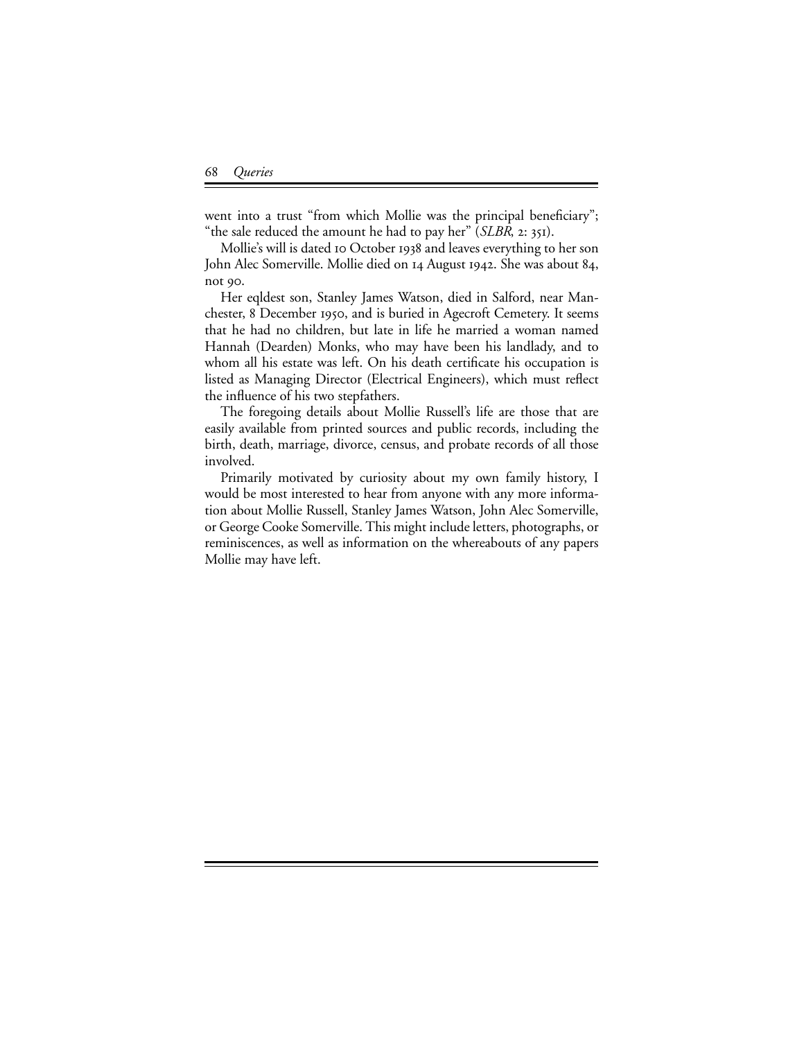went into a trust "from which Mollie was the principal beneficiary"; "the sale reduced the amount he had to pay her" (*SLBR*, 2: 351).

Mollie's will is dated 10 October 1938 and leaves everything to her son John Alec Somerville. Mollie died on 14 August 1942. She was about 84, not 90.

Her eqldest son, Stanley James Watson, died in Salford, near Manchester, 8 December 1950, and is buried in Agecroft Cemetery. It seems that he had no children, but late in life he married a woman named Hannah (Dearden) Monks, who may have been his landlady, and to whom all his estate was left. On his death certificate his occupation is listed as Managing Director (Electrical Engineers), which must reflect the influence of his two stepfathers.

The foregoing details about Mollie Russell's life are those that are easily available from printed sources and public records, including the birth, death, marriage, divorce, census, and probate records of all those involved.

Primarily motivated by curiosity about my own family history, I would be most interested to hear from anyone with any more information about Mollie Russell, Stanley James Watson, John Alec Somerville, or George Cooke Somerville. This might include letters, photographs, or reminiscences, as well as information on the whereabouts of any papers Mollie may have left.